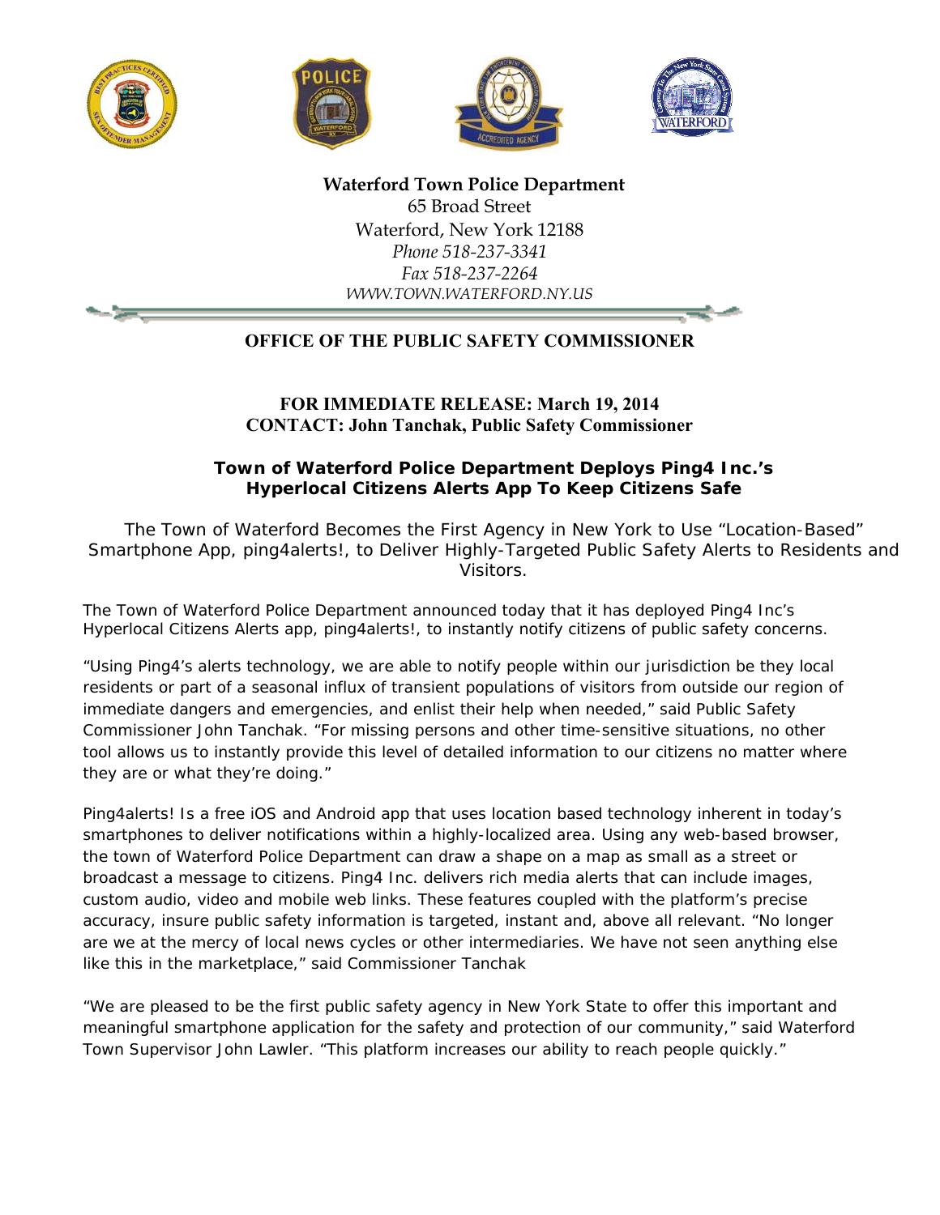**Waterford Town Police Department**
65 Broad Street
Waterford, New York 12188
*Phone 518-237-3341*
*Fax 518-237-2264*
*WWW.TOWN.WATERFORD.NY.US*

**OFFICE OF THE PUBLIC SAFETY COMMISSIONER**

**FOR IMMEDIATE RELEASE: March 19, 2014**
**CONTACT: John Tanchak, Public Safety Commissioner**

# Town of Waterford Police Department Deploys Ping4 Inc.'s Hyperlocal Citizens Alerts App To Keep Citizens Safe

The Town of Waterford Becomes the First Agency in New York to Use "Location-Based" Smartphone App, ping4alerts!, to Deliver Highly-Targeted Public Safety Alerts to Residents and Visitors.

The Town of Waterford Police Department announced today that it has deployed Ping4 Inc's Hyperlocal Citizens Alerts app, ping4alerts!, to instantly notify citizens of public safety concerns.

"Using Ping4's alerts technology, we are able to notify people within our jurisdiction be they local residents or part of a seasonal influx of transient populations of visitors from outside our region of immediate dangers and emergencies, and enlist their help when needed," said Public Safety Commissioner John Tanchak. "For missing persons and other time-sensitive situations, no other tool allows us to instantly provide this level of detailed information to our citizens no matter where they are or what they're doing."

Ping4alerts! Is a free iOS and Android app that uses location based technology inherent in today's smartphones to deliver notifications within a highly-localized area. Using any web-based browser, the town of Waterford Police Department can draw a shape on a map as small as a street or broadcast a message to citizens. Ping4 Inc. delivers rich media alerts that can include images, custom audio, video and mobile web links. These features coupled with the platform's precise accuracy, insure public safety information is targeted, instant and, above all relevant. "No longer are we at the mercy of local news cycles or other intermediaries. We have not seen anything else like this in the marketplace," said Commissioner Tanchak

"We are pleased to be the first public safety agency in New York State to offer this important and meaningful smartphone application for the safety and protection of our community," said Waterford Town Supervisor John Lawler. "This platform increases our ability to reach people quickly."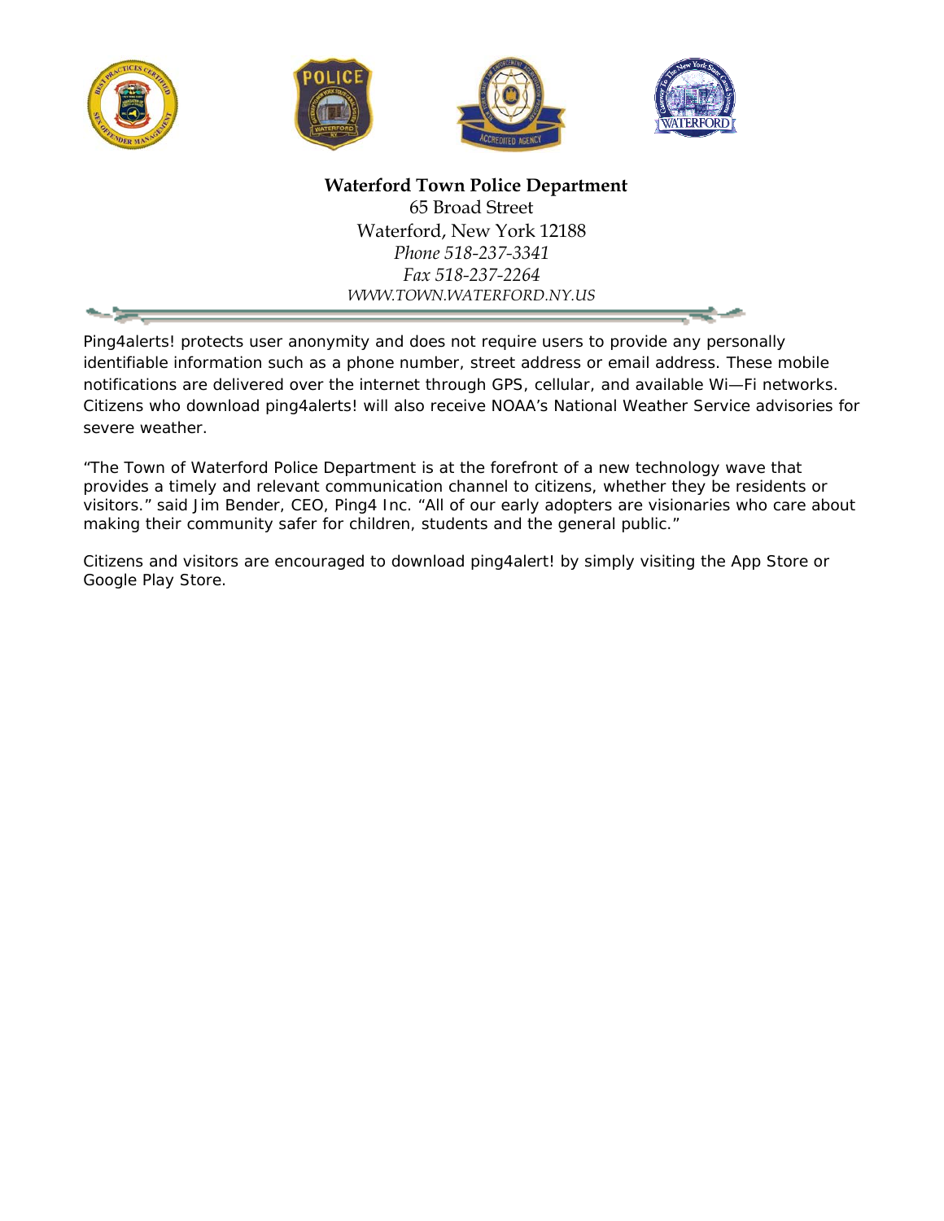**Waterford Town Police Department**
65 Broad Street
Waterford, New York 12188
*Phone 518-237-3341*
*Fax 518-237-2264*
*WWW.TOWN.WATERFORD.NY.US*

Ping4alerts! protects user anonymity and does not require users to provide any personally identifiable information such as a phone number, street address or email address. These mobile notifications are delivered over the internet through GPS, cellular, and available Wi—Fi networks. Citizens who download ping4alerts! will also receive NOAA's National Weather Service advisories for severe weather.

"The Town of Waterford Police Department is at the forefront of a new technology wave that provides a timely and relevant communication channel to citizens, whether they be residents or visitors." said Jim Bender, CEO, Ping4 Inc. "All of our early adopters are visionaries who care about making their community safer for children, students and the general public."

Citizens and visitors are encouraged to download ping4alert! by simply visiting the App Store or Google Play Store.